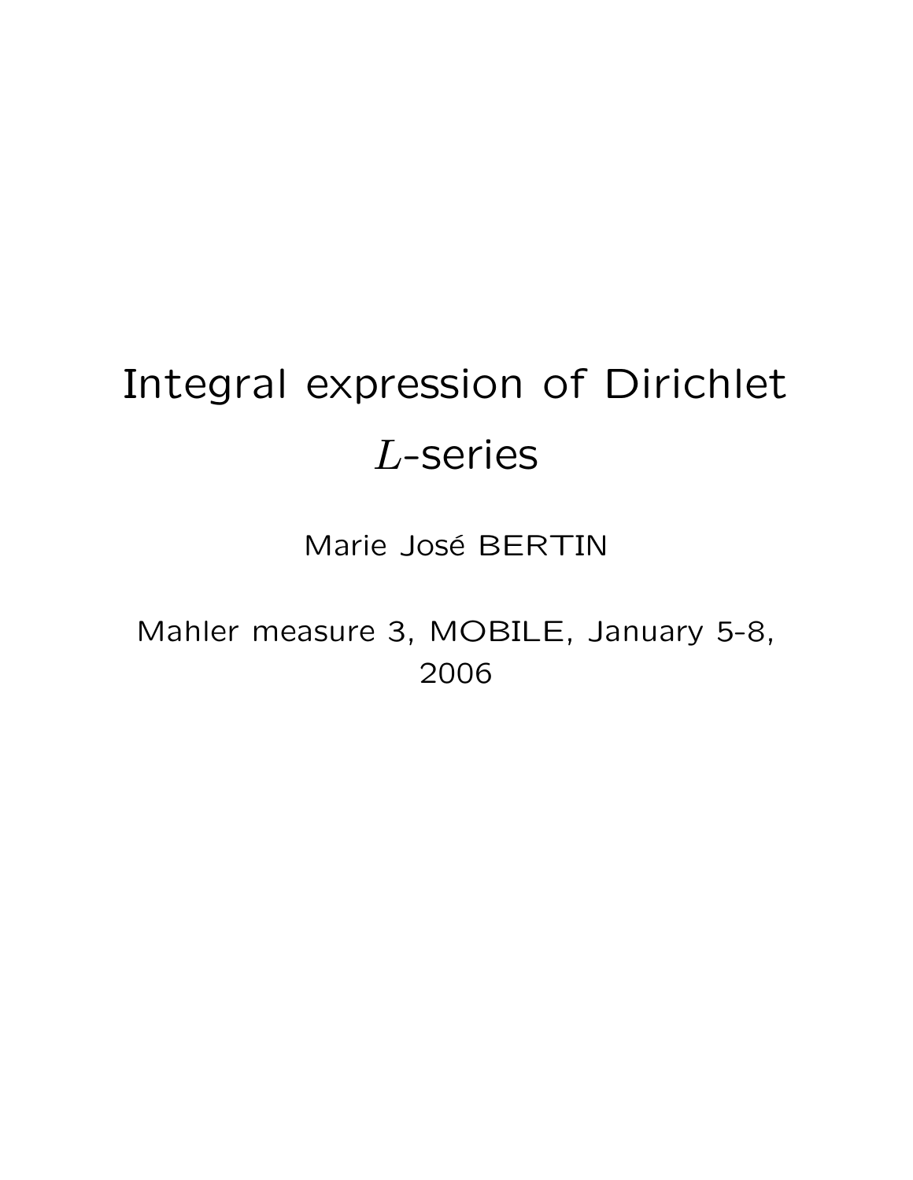# Integral expression of Dirichlet $L$-series

Marie José BERTIN

Mahler measure 3, MOBILE, January 5-8, 2006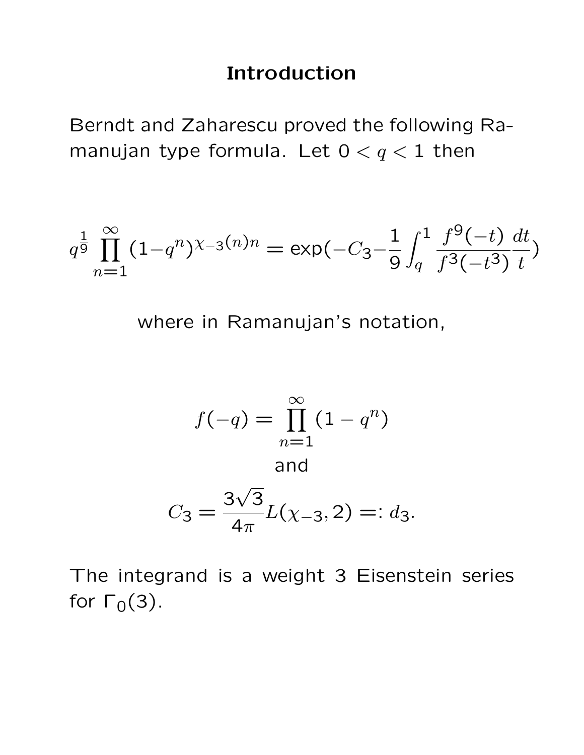# Introduction

Berndt and Zaharescu proved the following Ramanujan type formula. Let $0 < q < 1$ then

$$q^{\frac{1}{9}} \prod_{n=1}^{\infty} (1-q^n)^{\chi_{-3}(n)n} = \exp(-C_3 - \frac{1}{9} \int_q^1 \frac{f^9(-t)}{f^3(-t^3)} \frac{dt}{t})$$

where in Ramanujan's notation,

$$f(-q) = \prod_{n=1}^{\infty} (1 - q^n)$$

and

$$C_3 = \frac{3\sqrt{3}}{4\pi} L(\chi_{-3}, 2) =: d_3.$$

The integrand is a weight 3 Eisenstein series for $\Gamma_0(3)$.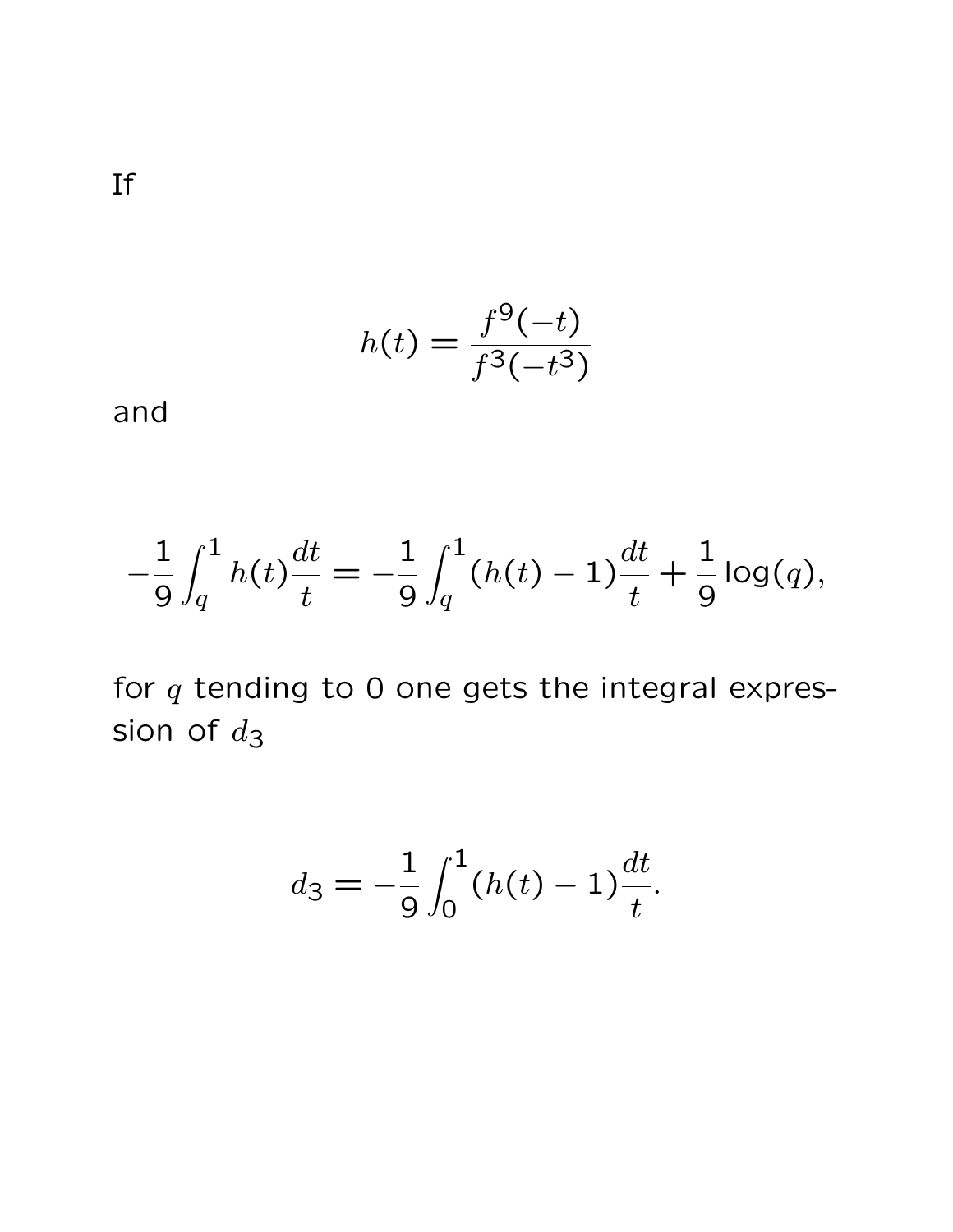If

$$h(t) = \frac{f^9(-t)}{f^3(-t^3)}$$

and

$$-\frac{1}{9}\int_q^1 h(t)\frac{dt}{t} = -\frac{1}{9}\int_q^1 (h(t)-1)\frac{dt}{t} + \frac{1}{9}\log(q),$$

for $q$ tending to 0 one gets the integral expression of $d_3$

$$d_3 = -\frac{1}{9}\int_0^1 (h(t)-1)\frac{dt}{t}.$$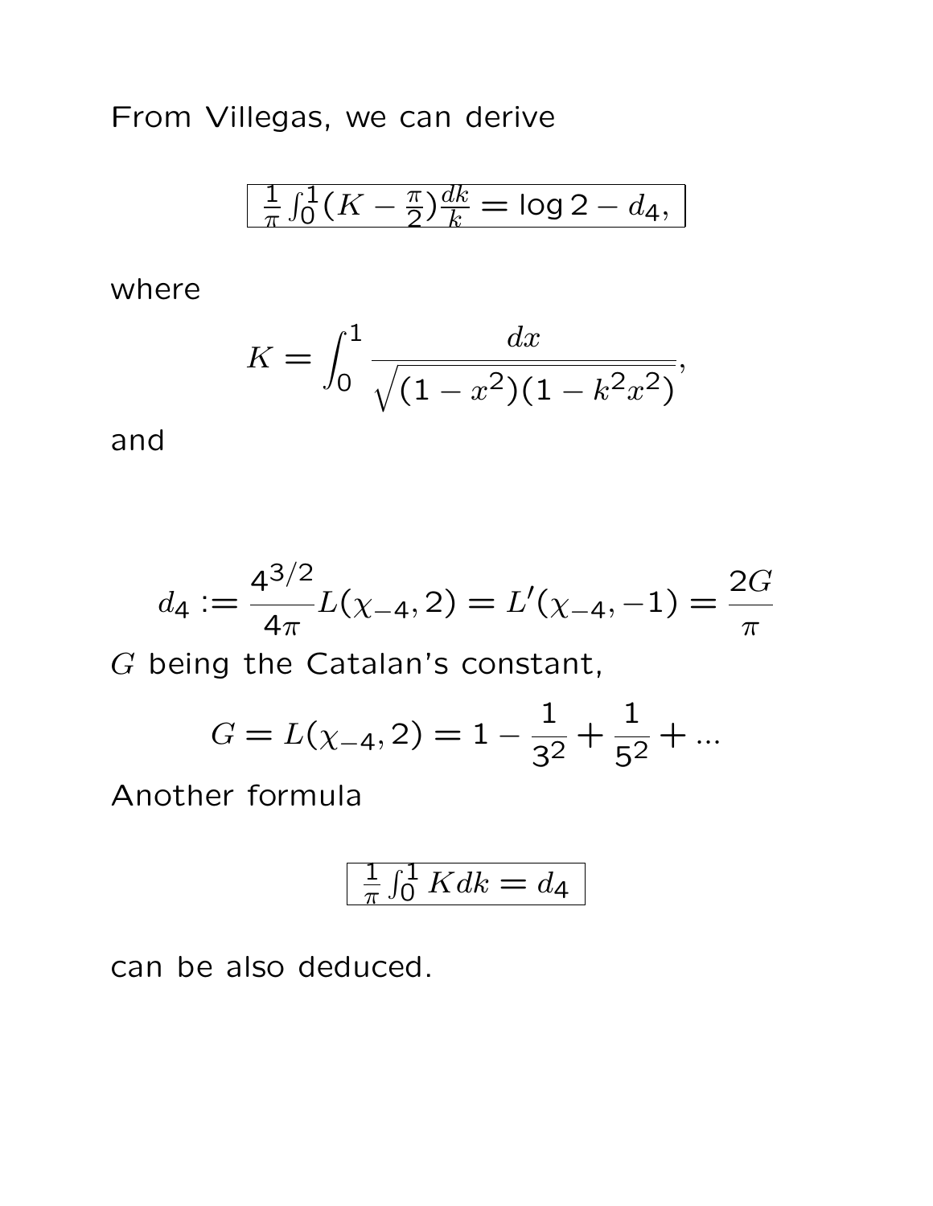From Villegas, we can derive

$$\boxed{\frac{1}{\pi}\int_0^1 (K - \frac{\pi}{2})\frac{dk}{k} = \log 2 - d_4,}$$

where

$$K = \int_0^1 \frac{dx}{\sqrt{(1-x^2)(1-k^2x^2)}},$$

and

$$d_4 := \frac{4^{3/2}}{4\pi} L(\chi_{-4}, 2) = L'(\chi_{-4}, -1) = \frac{2G}{\pi}$$

$G$ being the Catalan's constant,

$$G = L(\chi_{-4}, 2) = 1 - \frac{1}{3^2} + \frac{1}{5^2} + ...$$

Another formula

$$\boxed{\frac{1}{\pi}\int_0^1 K dk = d_4}$$

can be also deduced.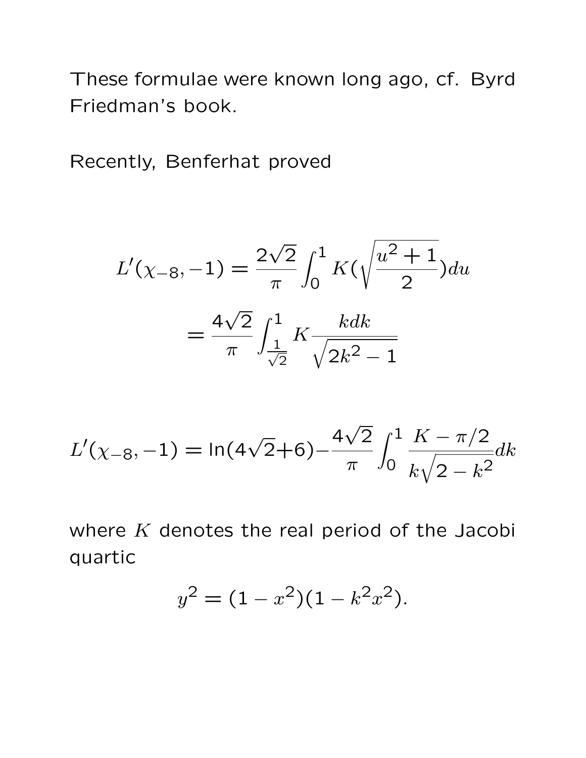These formulae were known long ago, cf. Byrd Friedman's book.

Recently, Benferhat proved

$$L'(\chi_{-8},-1) = \frac{2\sqrt{2}}{\pi}\int_0^1 K(\sqrt{\frac{u^2+1}{2}})du$$

$$= \frac{4\sqrt{2}}{\pi}\int_{\frac{1}{\sqrt{2}}}^1 K\frac{kdk}{\sqrt{2k^2-1}}$$

$$L'(\chi_{-8},-1) = \ln(4\sqrt{2}+6) - \frac{4\sqrt{2}}{\pi}\int_0^1 \frac{K-\pi/2}{k\sqrt{2-k^2}}dk$$

where $K$ denotes the real period of the Jacobi quartic

$$y^2 = (1-x^2)(1-k^2x^2).$$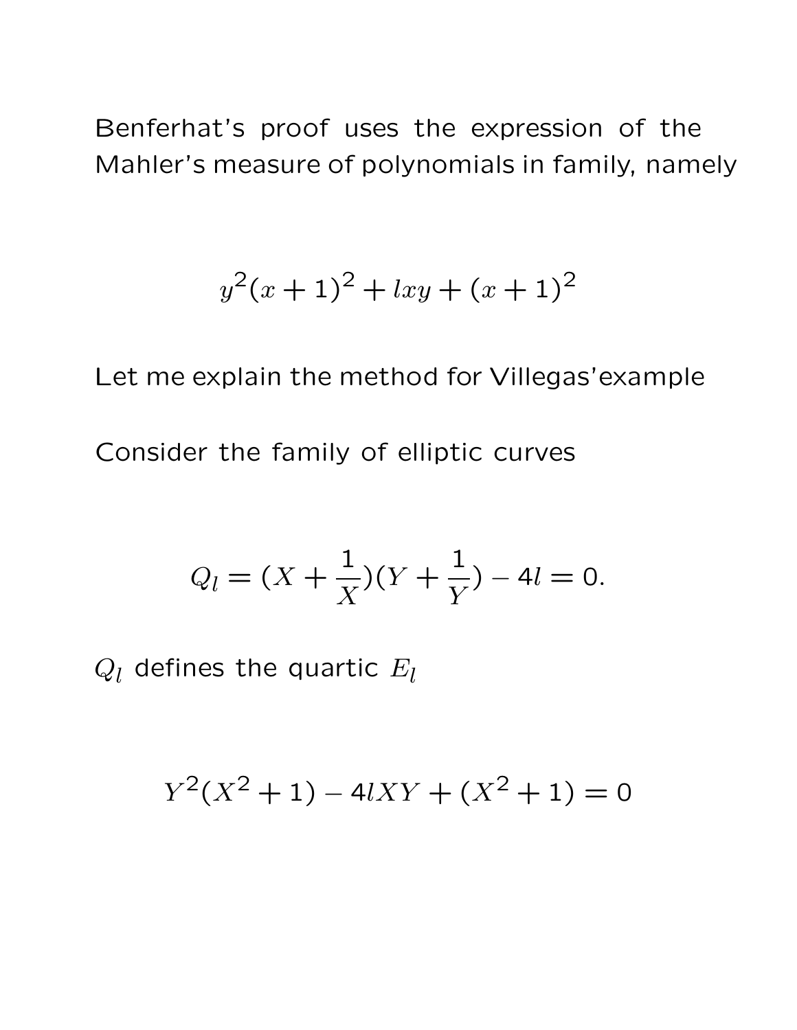Benferhat's proof uses the expression of the Mahler's measure of polynomials in family, namely

$$y^2(x+1)^2 + lxy + (x+1)^2$$

Let me explain the method for Villegas'example

Consider the family of elliptic curves

$$Q_l = (X + \frac{1}{X})(Y + \frac{1}{Y}) - 4l = 0.$$

$Q_l$ defines the quartic $E_l$

$$Y^2(X^2+1) - 4lXY + (X^2+1) = 0$$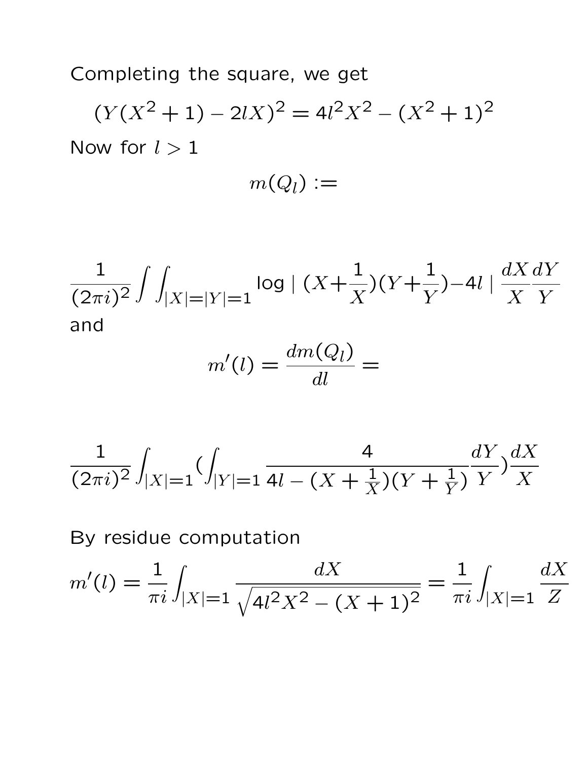Completing the square, we get

$$(Y(X^2+1) - 2lX)^2 = 4l^2X^2 - (X^2+1)^2$$

Now for $l > 1$

$$m(Q_l) :=$$

$$\frac{1}{(2\pi i)^2} \int\int_{|X|=|Y|=1} \log \mid (X+\frac{1}{X})(Y+\frac{1}{Y}) - 4l \mid \frac{dX}{X}\frac{dY}{Y}$$

and

$$m'(l) = \frac{dm(Q_l)}{dl} =$$

$$\frac{1}{(2\pi i)^2} \int_{|X|=1} (\int_{|Y|=1} \frac{4}{4l - (X+\frac{1}{X})(Y+\frac{1}{Y})} \frac{dY}{Y}) \frac{dX}{X}$$

By residue computation

$$m'(l) = \frac{1}{\pi i} \int_{|X|=1} \frac{dX}{\sqrt{4l^2X^2 - (X+1)^2}} = \frac{1}{\pi i} \int_{|X|=1} \frac{dX}{Z}$$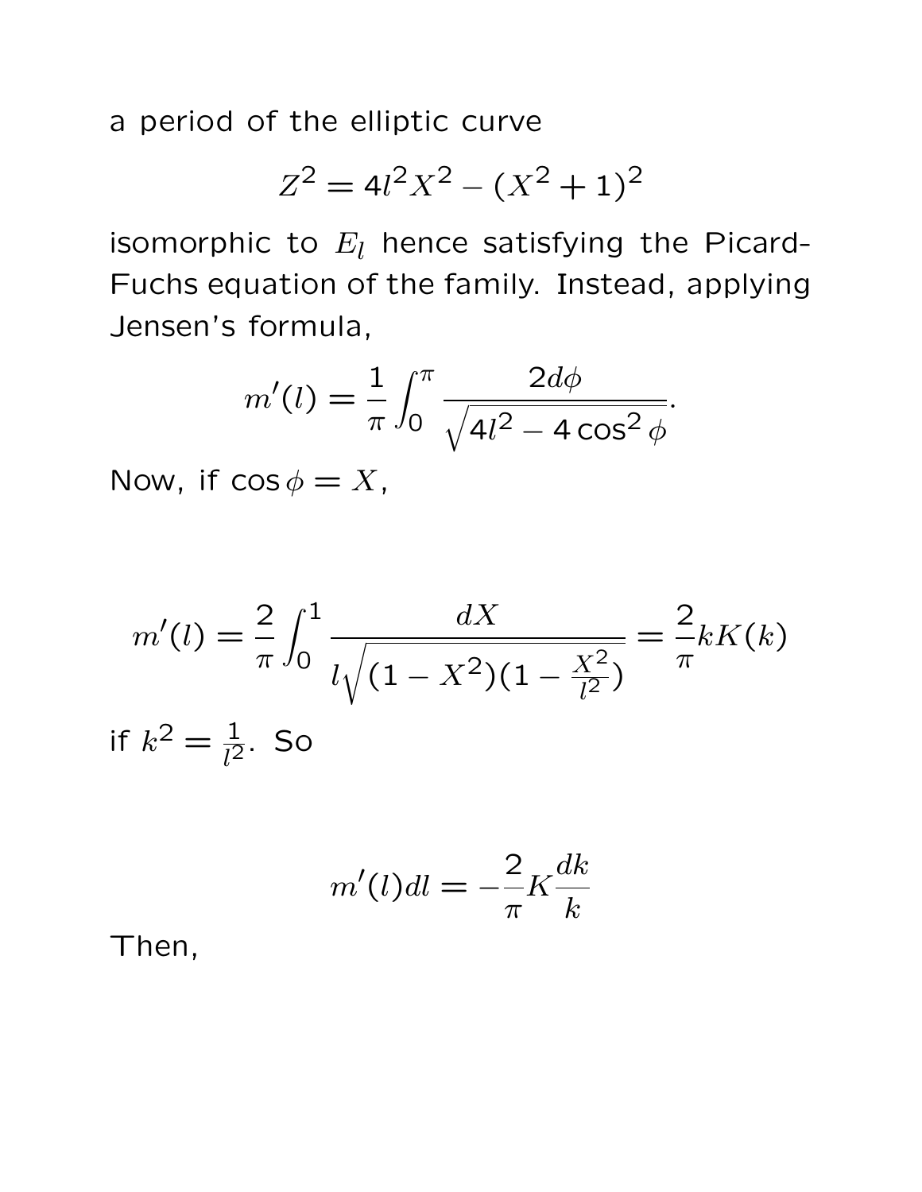a period of the elliptic curve

$$Z^2 = 4l^2X^2 - (X^2+1)^2$$

isomorphic to $E_l$ hence satisfying the Picard-Fuchs equation of the family. Instead, applying Jensen's formula,

$$m'(l) = \frac{1}{\pi}\int_0^\pi \frac{2d\phi}{\sqrt{4l^2 - 4\cos^2\phi}}.$$

Now, if $\cos\phi = X$,

$$m'(l) = \frac{2}{\pi}\int_0^1 \frac{dX}{l\sqrt{(1-X^2)(1-\frac{X^2}{l^2})}} = \frac{2}{\pi}kK(k)$$

if $k^2 = \frac{1}{l^2}$. So

$$m'(l)dl = -\frac{2}{\pi}K\frac{dk}{k}$$

Then,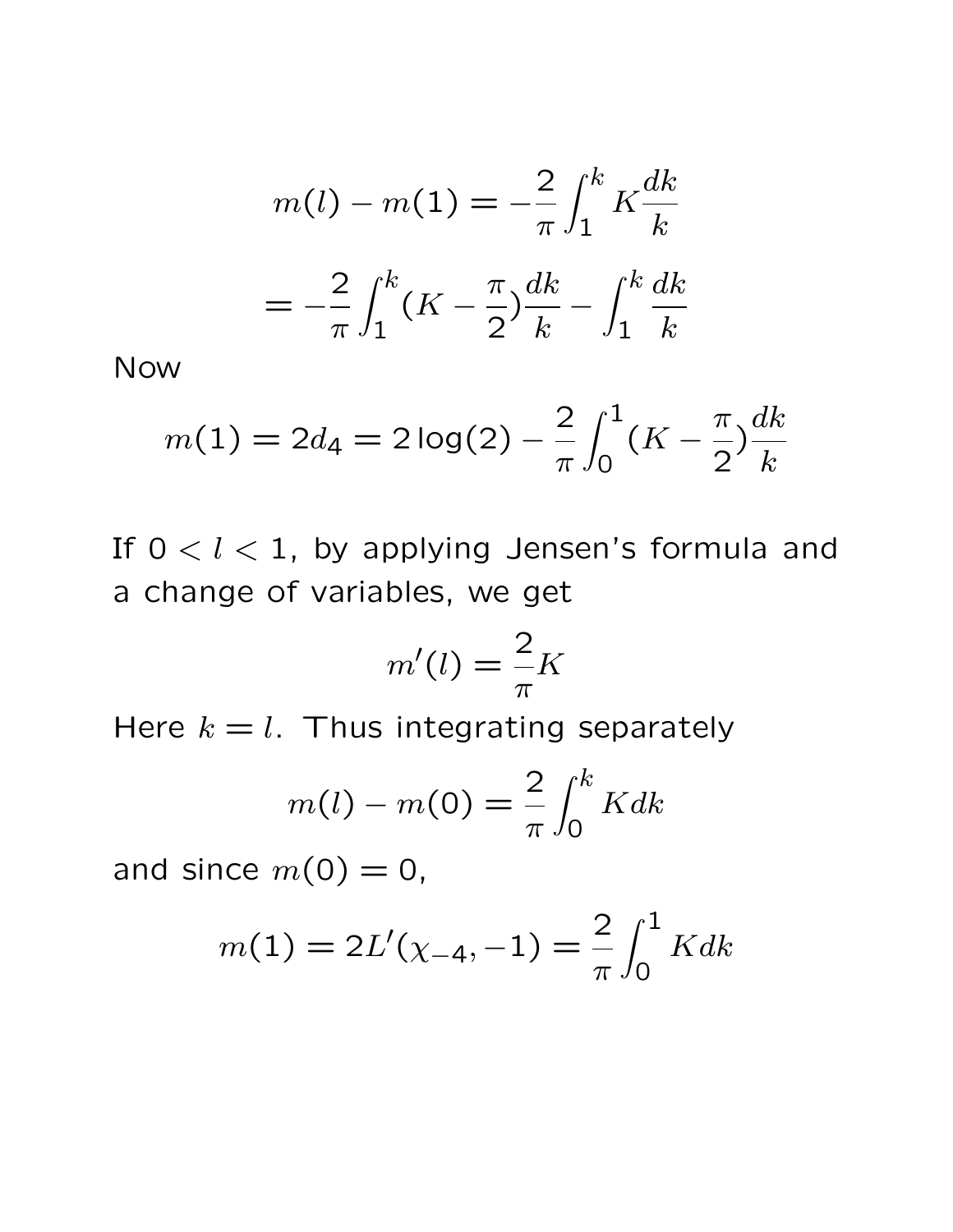$$m(l) - m(1) = -\frac{2}{\pi}\int_1^k K\frac{dk}{k}$$

$$= -\frac{2}{\pi}\int_1^k (K - \frac{\pi}{2})\frac{dk}{k} - \int_1^k \frac{dk}{k}$$

Now

$$m(1) = 2d_4 = 2\log(2) - \frac{2}{\pi}\int_0^1 (K - \frac{\pi}{2})\frac{dk}{k}$$

If $0 < l < 1$, by applying Jensen's formula and a change of variables, we get

$$m'(l) = \frac{2}{\pi}K$$

Here $k = l$. Thus integrating separately

$$m(l) - m(0) = \frac{2}{\pi}\int_0^k K dk$$

and since $m(0) = 0$,

$$m(1) = 2L'(\chi_{-4}, -1) = \frac{2}{\pi}\int_0^1 K dk$$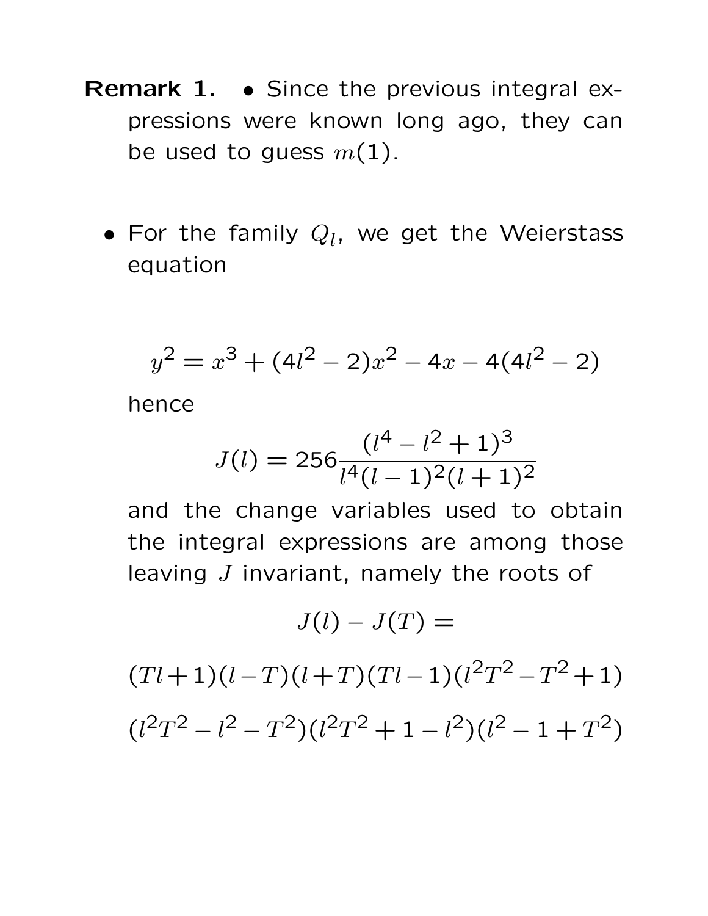**Remark 1.**

- Since the previous integral expressions were known long ago, they can be used to guess $m(1)$.

- For the family $Q_l$, we get the Weierstass equation

$$y^2 = x^3 + (4l^2 - 2)x^2 - 4x - 4(4l^2 - 2)$$

hence

$$J(l) = 256\frac{(l^4 - l^2 + 1)^3}{l^4(l-1)^2(l+1)^2}$$

and the change variables used to obtain the integral expressions are among those leaving $J$ invariant, namely the roots of

$$J(l) - J(T) =$$

$$(Tl+1)(l-T)(l+T)(Tl-1)(l^2T^2 - T^2 + 1)$$

$$(l^2T^2 - l^2 - T^2)(l^2T^2 + 1 - l^2)(l^2 - 1 + T^2)$$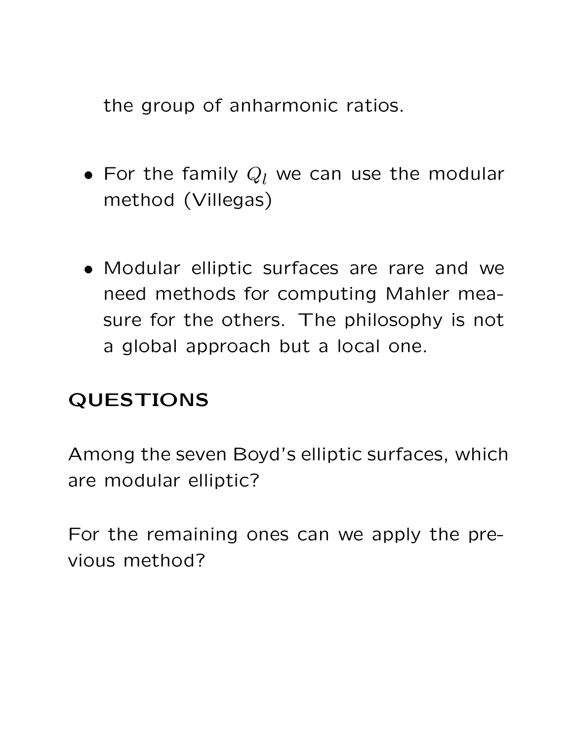the group of anharmonic ratios.

- For the family $Q_l$ we can use the modular method (Villegas)

- Modular elliptic surfaces are rare and we need methods for computing Mahler measure for the others. The philosophy is not a global approach but a local one.

**QUESTIONS**

Among the seven Boyd's elliptic surfaces, which are modular elliptic?

For the remaining ones can we apply the previous method?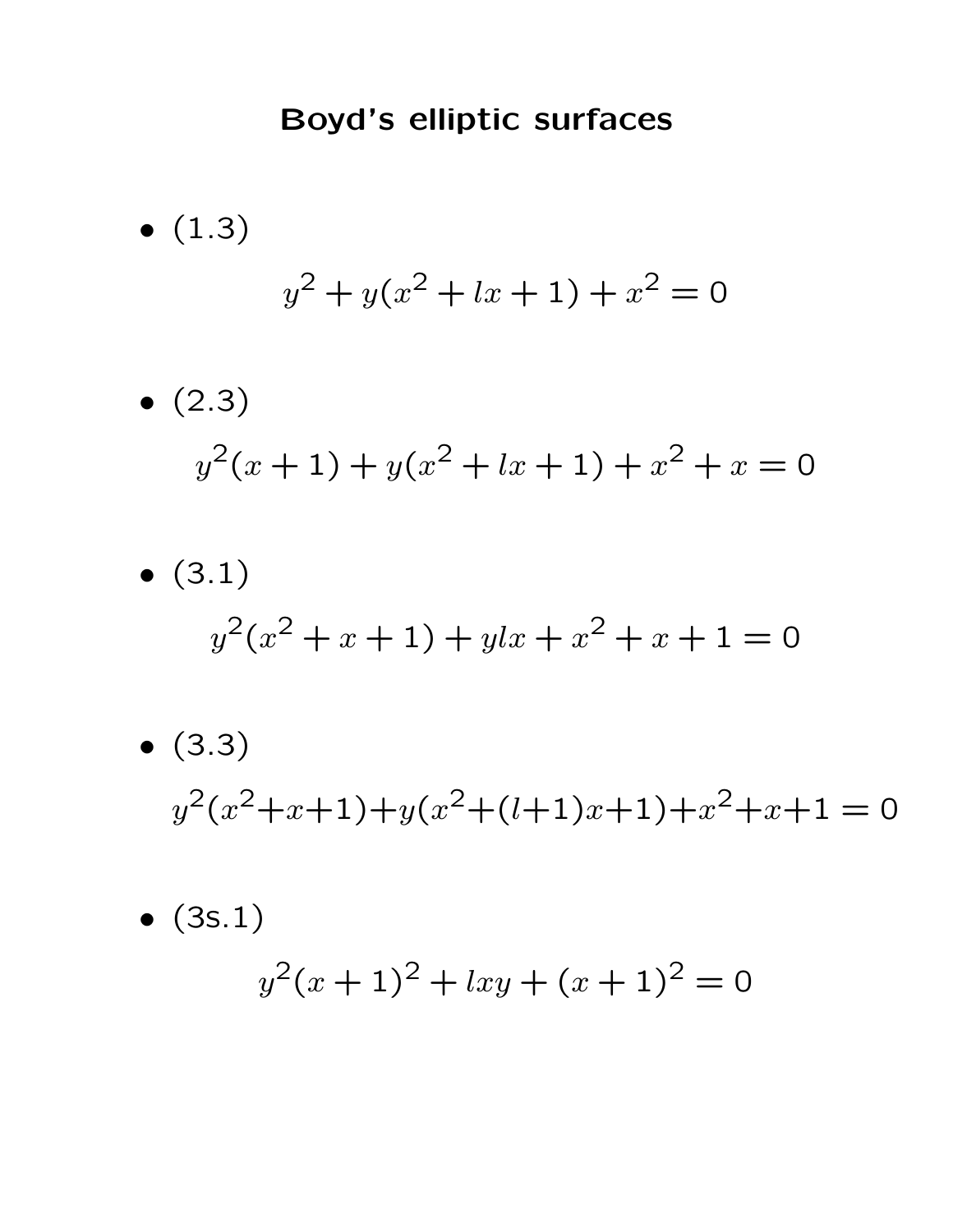# Boyd's elliptic surfaces

- (1.3)

$$y^2 + y(x^2 + lx + 1) + x^2 = 0$$

- (2.3)

$$y^2(x+1) + y(x^2 + lx + 1) + x^2 + x = 0$$

- (3.1)

$$y^2(x^2 + x + 1) + ylx + x^2 + x + 1 = 0$$

- (3.3)

$$y^2(x^2+x+1)+y(x^2+(l+1)x+1)+x^2+x+1 = 0$$

- (3s.1)

$$y^2(x+1)^2 + lxy + (x+1)^2 = 0$$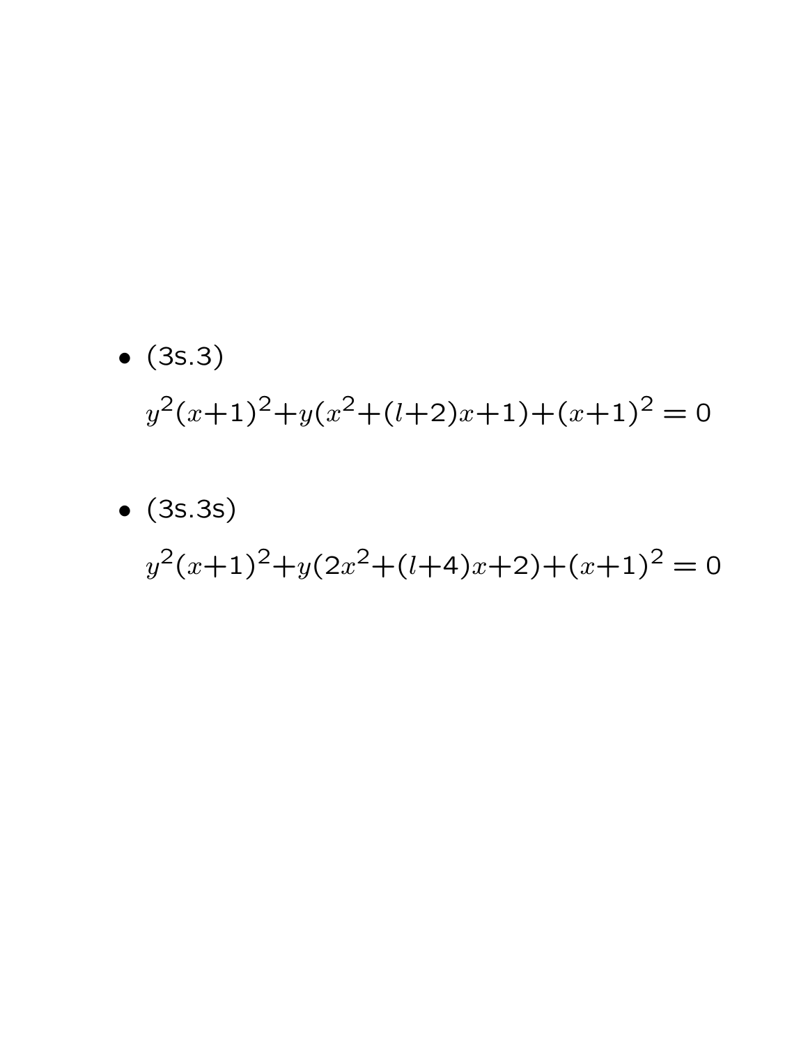- (3s.3)

  $$y^2(x+1)^2+y(x^2+(l+2)x+1)+(x+1)^2 = 0$$

- (3s.3s)

  $$y^2(x+1)^2+y(2x^2+(l+4)x+2)+(x+1)^2 = 0$$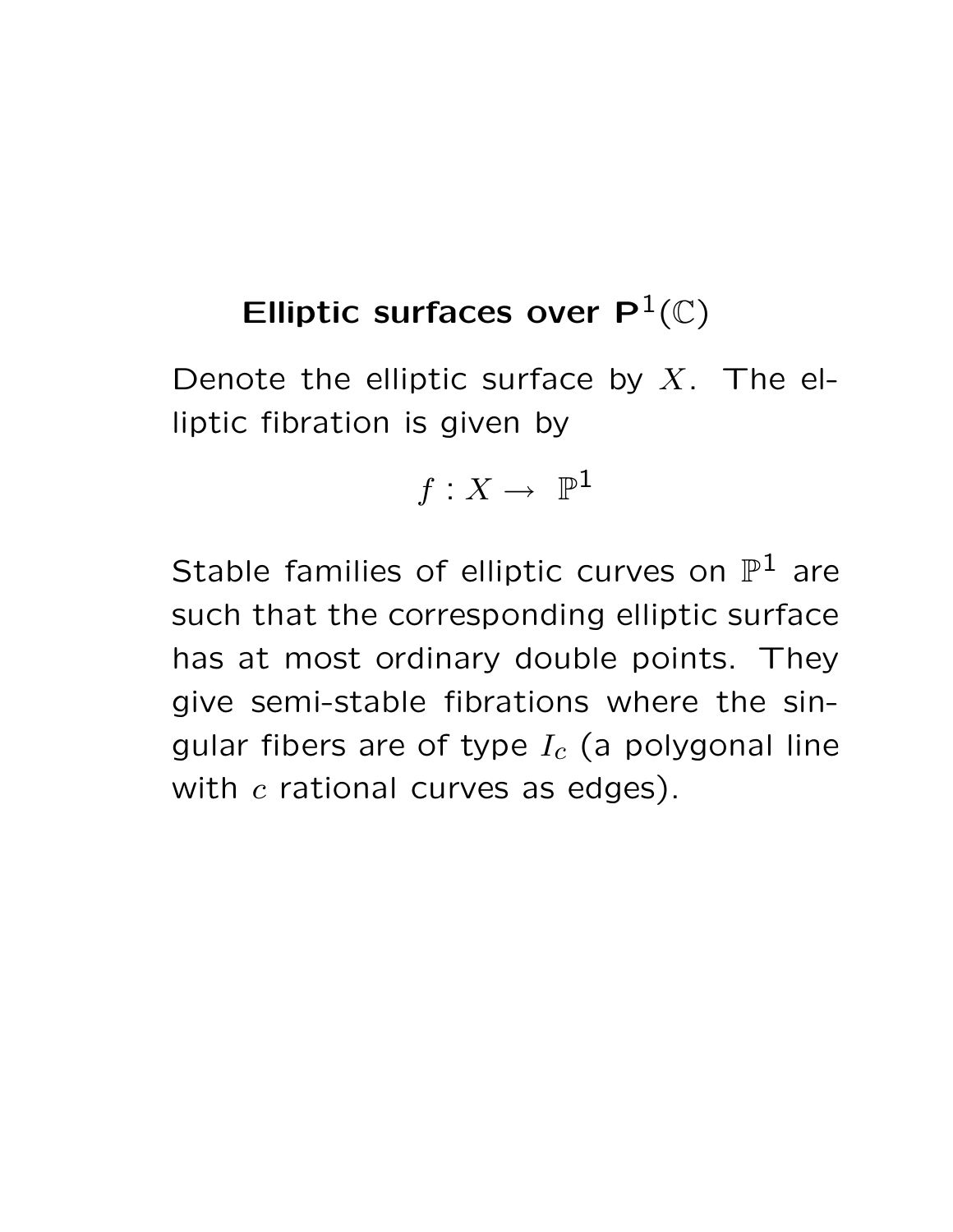## Elliptic surfaces over $\mathbf{P}^1(\mathbb{C})$

Denote the elliptic surface by $X$. The elliptic fibration is given by

$$f : X \to \ \mathbb{P}^1$$

Stable families of elliptic curves on $\mathbb{P}^1$ are such that the corresponding elliptic surface has at most ordinary double points. They give semi-stable fibrations where the singular fibers are of type $I_c$ (a polygonal line with $c$ rational curves as edges).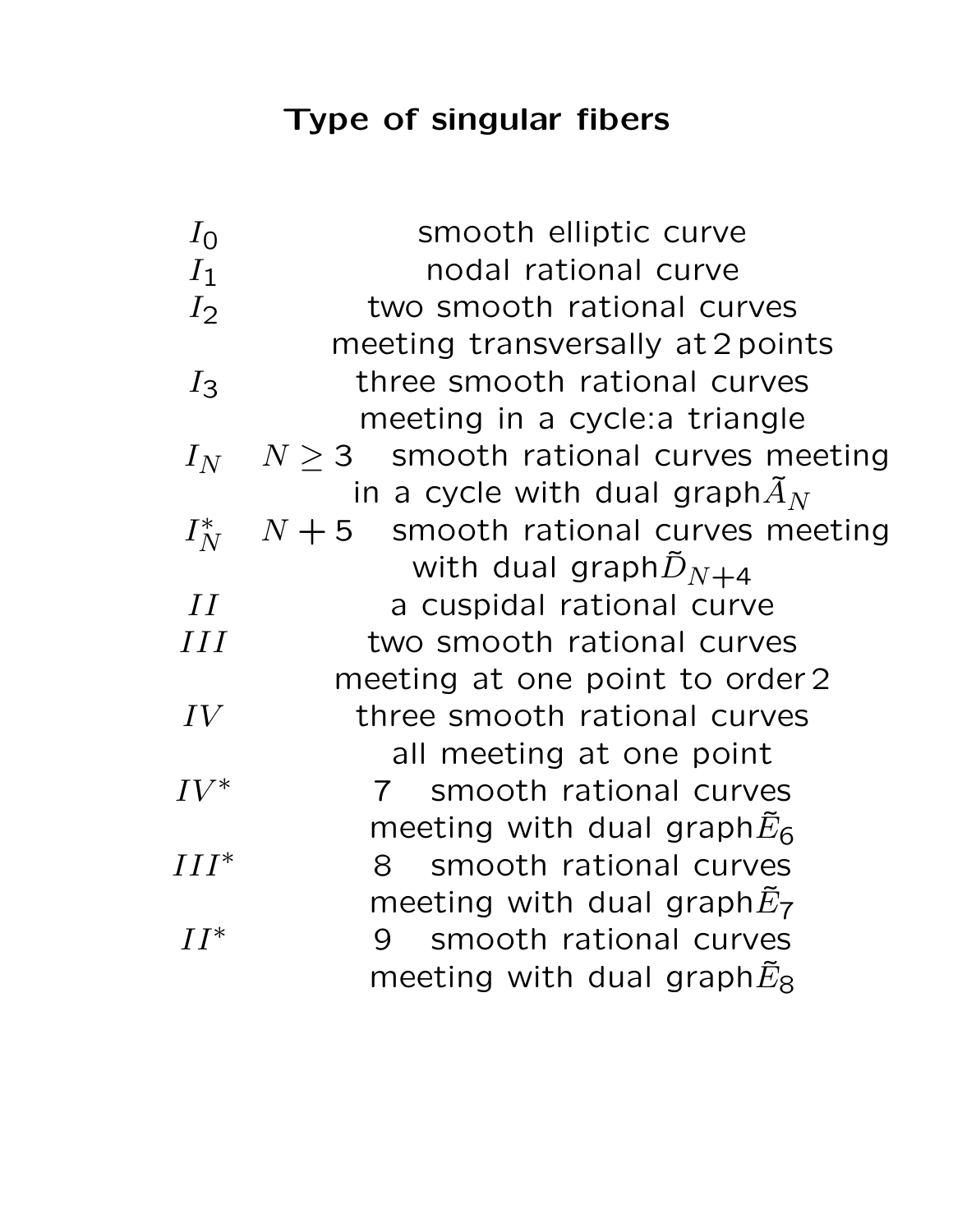# Type of singular fibers

| | |
|---|---|
| $I_0$ | smooth elliptic curve |
| $I_1$ | nodal rational curve |
| $I_2$ | two smooth rational curves meeting transversally at 2 points |
| $I_3$ | three smooth rational curves meeting in a cycle:a triangle |
| $I_N$ | $N \geq 3$ smooth rational curves meeting in a cycle with dual graph $\tilde{A}_N$ |
| $I_N^*$ | $N+5$ smooth rational curves meeting with dual graph $\tilde{D}_{N+4}$ |
| $II$ | a cuspidal rational curve |
| $III$ | two smooth rational curves meeting at one point to order 2 |
| $IV$ | three smooth rational curves all meeting at one point |
| $IV^*$ | 7 smooth rational curves meeting with dual graph $\tilde{E}_6$ |
| $III^*$ | 8 smooth rational curves meeting with dual graph $\tilde{E}_7$ |
| $II^*$ | 9 smooth rational curves meeting with dual graph $\tilde{E}_8$ |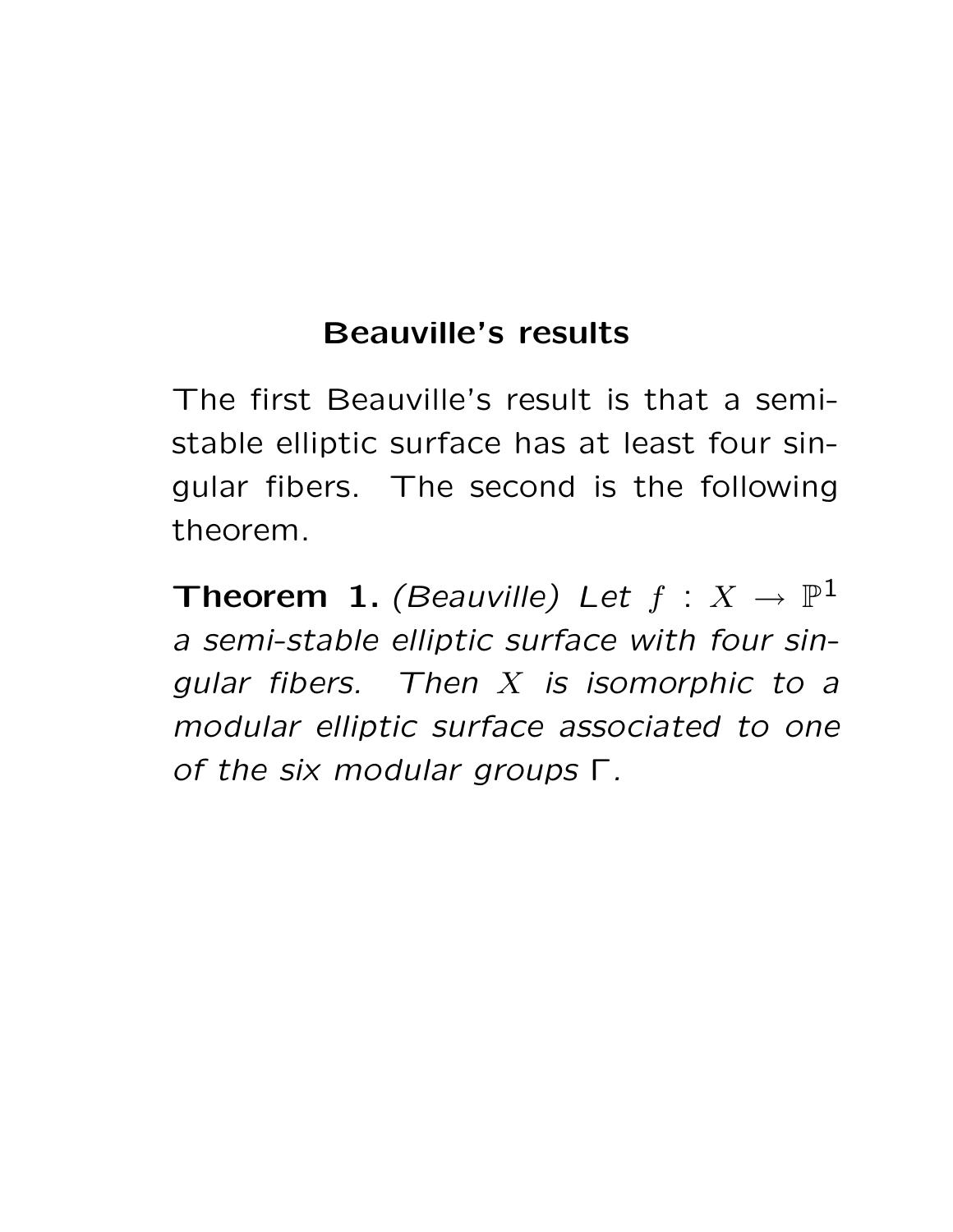## Beauville's results

The first Beauville's result is that a semi-stable elliptic surface has at least four singular fibers. The second is the following theorem.

**Theorem 1.** *(Beauville) Let $f : X \to \mathbb{P}^1$ a semi-stable elliptic surface with four singular fibers. Then $X$ is isomorphic to a modular elliptic surface associated to one of the six modular groups $\Gamma$.*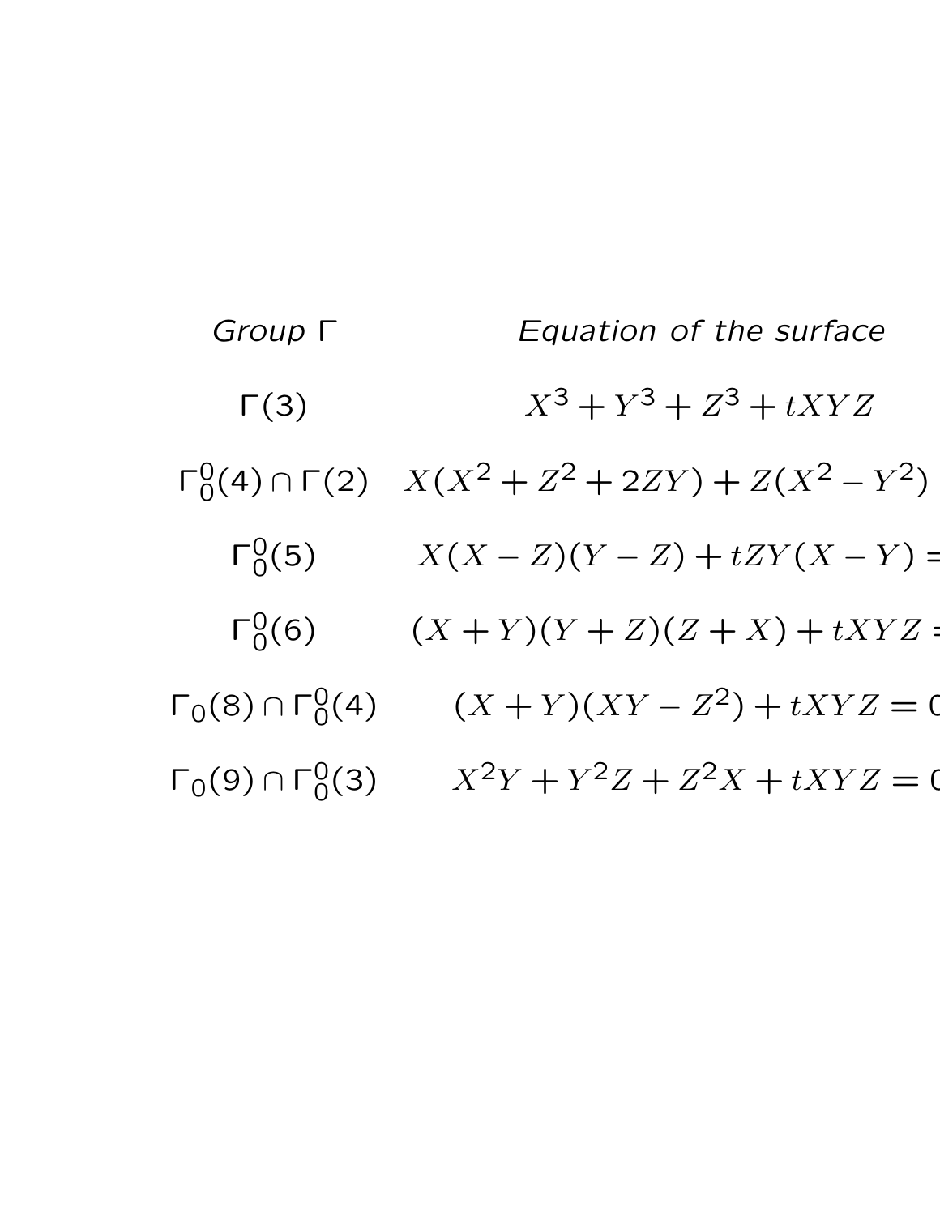| *Group* $\Gamma$ | *Equation of the surface* |
| --- | --- |
| $\Gamma(3)$ | $X^3+Y^3+Z^3+tXYZ$ |
| $\Gamma_0^0(4)\cap\Gamma(2)$ | $X(X^2+Z^2+2ZY)+Z(X^2-Y^2)$ |
| $\Gamma_0^0(5)$ | $X(X-Z)(Y-Z)+tZY(X-Y) =$ |
| $\Gamma_0^0(6)$ | $(X+Y)(Y+Z)(Z+X)+tXYZ =$ |
| $\Gamma_0(8)\cap\Gamma_0^0(4)$ | $(X+Y)(XY-Z^2)+tXYZ = 0$ |
| $\Gamma_0(9)\cap\Gamma_0^0(3)$ | $X^2Y+Y^2Z+Z^2X+tXYZ = 0$ |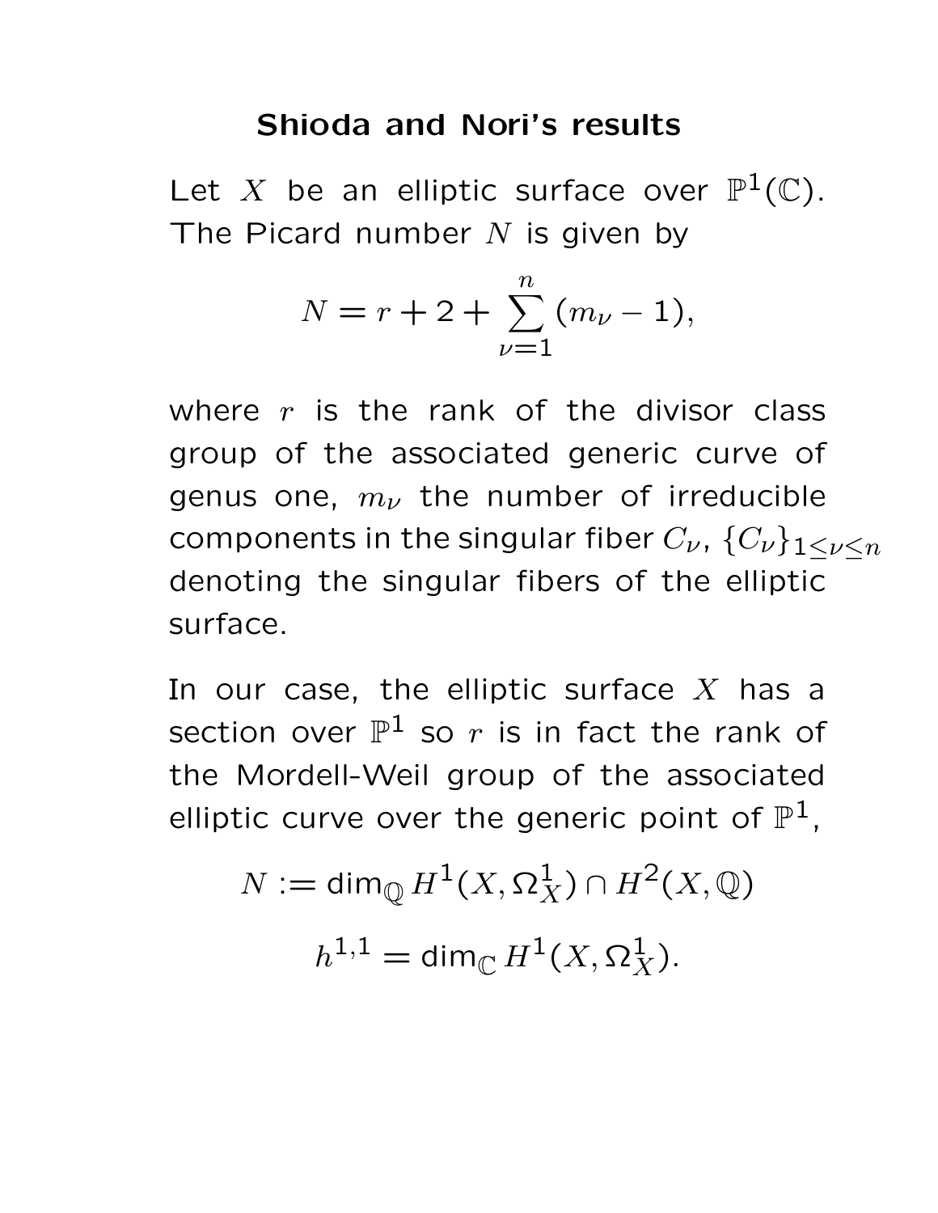## Shioda and Nori's results

Let $X$ be an elliptic surface over $\mathbb{P}^1(\mathbb{C})$. The Picard number $N$ is given by

$$N = r + 2 + \sum_{\nu=1}^{n} (m_\nu - 1),$$

where $r$ is the rank of the divisor class group of the associated generic curve of genus one, $m_\nu$ the number of irreducible components in the singular fiber $C_\nu$, $\{C_\nu\}_{1 \leq \nu \leq n}$ denoting the singular fibers of the elliptic surface.

In our case, the elliptic surface $X$ has a section over $\mathbb{P}^1$ so $r$ is in fact the rank of the Mordell-Weil group of the associated elliptic curve over the generic point of $\mathbb{P}^1$,

$$N := \dim_{\mathbb{Q}} H^1(X, \Omega^1_X) \cap H^2(X, \mathbb{Q})$$

$$h^{1,1} = \dim_{\mathbb{C}} H^1(X, \Omega^1_X).$$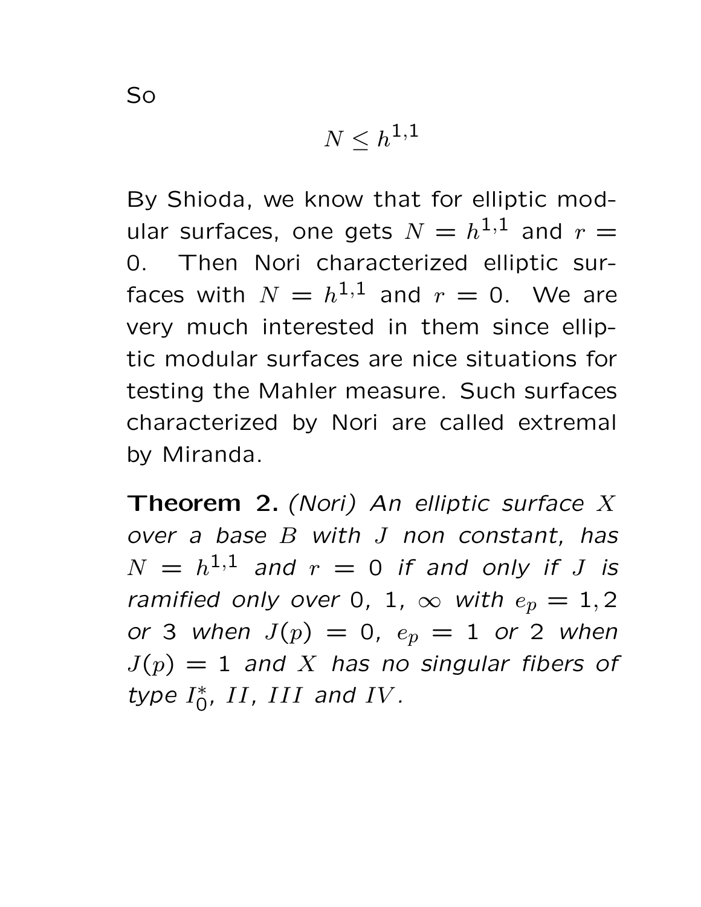So

$$N \leq h^{1,1}$$

By Shioda, we know that for elliptic modular surfaces, one gets $N = h^{1,1}$ and $r = 0$. Then Nori characterized elliptic surfaces with $N = h^{1,1}$ and $r = 0$. We are very much interested in them since elliptic modular surfaces are nice situations for testing the Mahler measure. Such surfaces characterized by Nori are called extremal by Miranda.

**Theorem 2.** *(Nori) An elliptic surface $X$ over a base $B$ with $J$ non constant, has $N = h^{1,1}$ and $r = 0$ if and only if $J$ is ramified only over 0, 1, $\infty$ with $e_p = 1, 2$ or 3 when $J(p) = 0$, $e_p = 1$ or 2 when $J(p) = 1$ and $X$ has no singular fibers of type $I_0^*$, $II$, $III$ and $IV$.*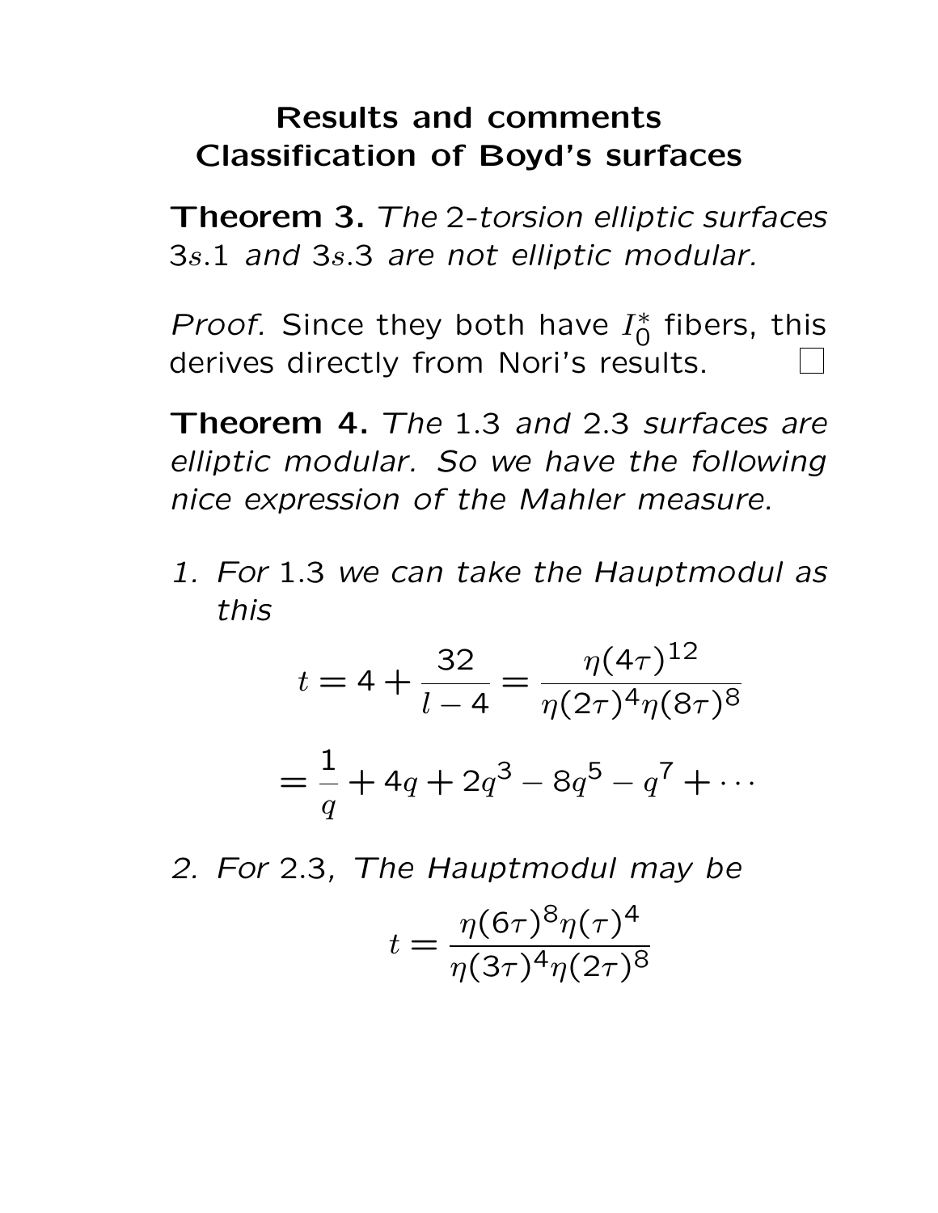# Results and comments
## Classification of Boyd's surfaces

**Theorem 3.** *The* 2*-torsion elliptic surfaces* $3s.1$ *and* $3s.3$ *are not elliptic modular.*

*Proof.* Since they both have $I_0^*$ fibers, this derives directly from Nori's results. □

**Theorem 4.** *The* 1.3 *and* 2.3 *surfaces are elliptic modular. So we have the following nice expression of the Mahler measure.*

1. *For* 1.3 *we can take the Hauptmodul as this*

$$t = 4 + \frac{32}{l-4} = \frac{\eta(4\tau)^{12}}{\eta(2\tau)^4 \eta(8\tau)^8}$$

$$= \frac{1}{q} + 4q + 2q^3 - 8q^5 - q^7 + \cdots$$

2. *For* 2.3*, The Hauptmodul may be*

$$t = \frac{\eta(6\tau)^8 \eta(\tau)^4}{\eta(3\tau)^4 \eta(2\tau)^8}$$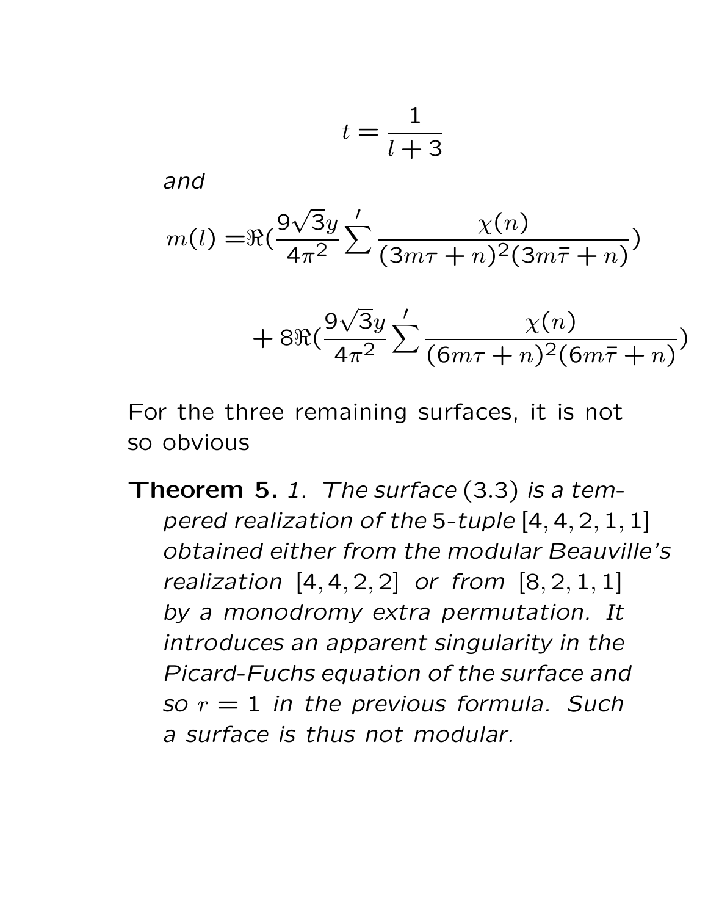$$t = \frac{1}{l+3}$$

*and*

$$m(l) = \Re\left(\frac{9\sqrt{3}y}{4\pi^2}\sum{}' \frac{\chi(n)}{(3m\tau+n)^2(3m\bar{\tau}+n)}\right)$$

$$+ 8\Re\left(\frac{9\sqrt{3}y}{4\pi^2}\sum{}' \frac{\chi(n)}{(6m\tau+n)^2(6m\bar{\tau}+n)}\right)$$

For the three remaining surfaces, it is not so obvious

**Theorem 5.** *1. The surface* (3.3) *is a tempered realization of the* 5*-tuple* [4, 4, 2, 1, 1] *obtained either from the modular Beauville's realization* [4, 4, 2, 2] *or from* [8, 2, 1, 1] *by a monodromy extra permutation. It introduces an apparent singularity in the Picard-Fuchs equation of the surface and so $r = 1$ in the previous formula. Such a surface is thus not modular.*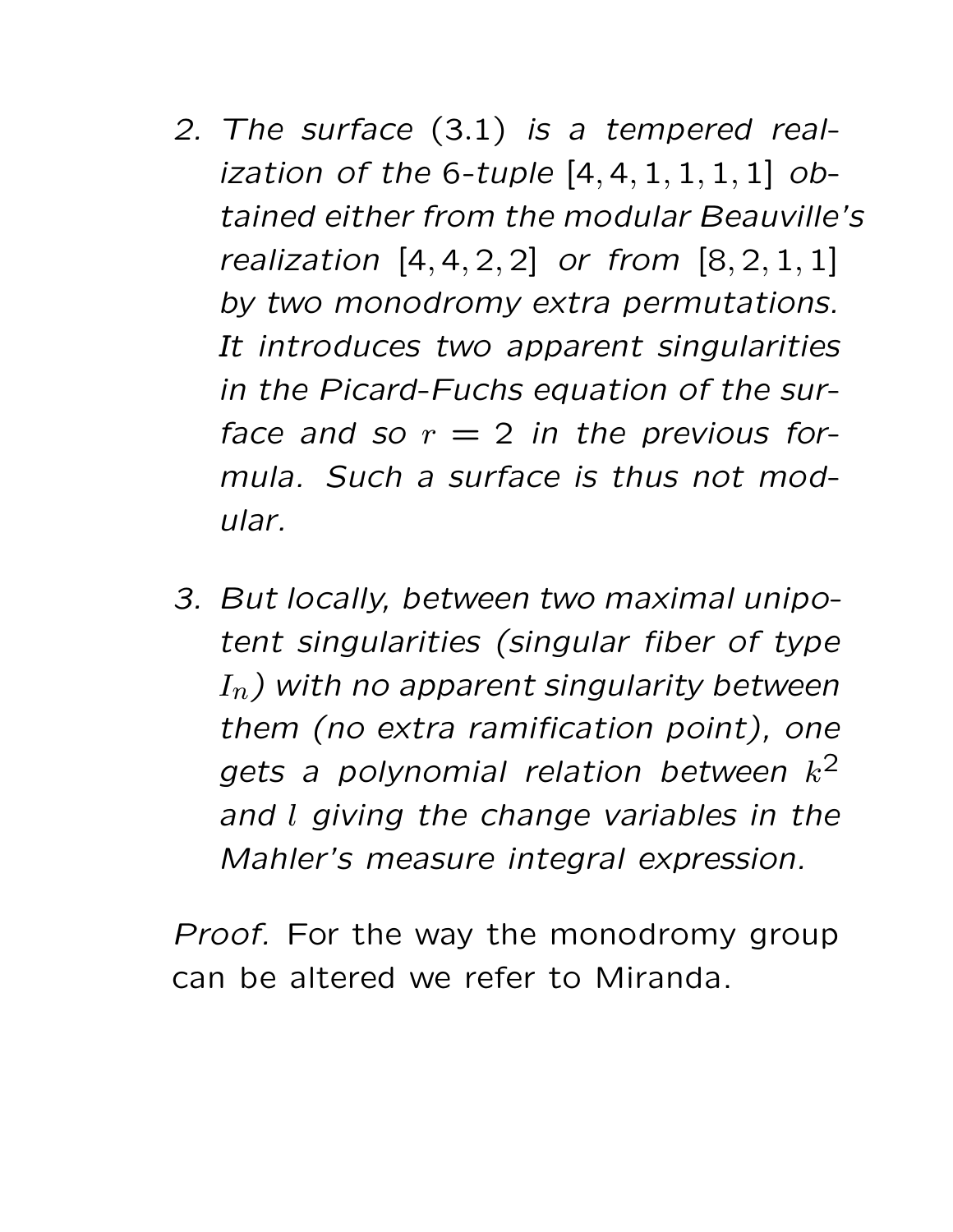2. *The surface (3.1) is a tempered realization of the 6-tuple $[4, 4, 1, 1, 1, 1]$ obtained either from the modular Beauville's realization $[4, 4, 2, 2]$ or from $[8, 2, 1, 1]$ by two monodromy extra permutations. It introduces two apparent singularities in the Picard-Fuchs equation of the surface and so $r = 2$ in the previous formula. Such a surface is thus not modular.*

3. *But locally, between two maximal unipotent singularities (singular fiber of type $I_n$) with no apparent singularity between them (no extra ramification point), one gets a polynomial relation between $k^2$ and $l$ giving the change variables in the Mahler's measure integral expression.*

*Proof.* For the way the monodromy group can be altered we refer to Miranda.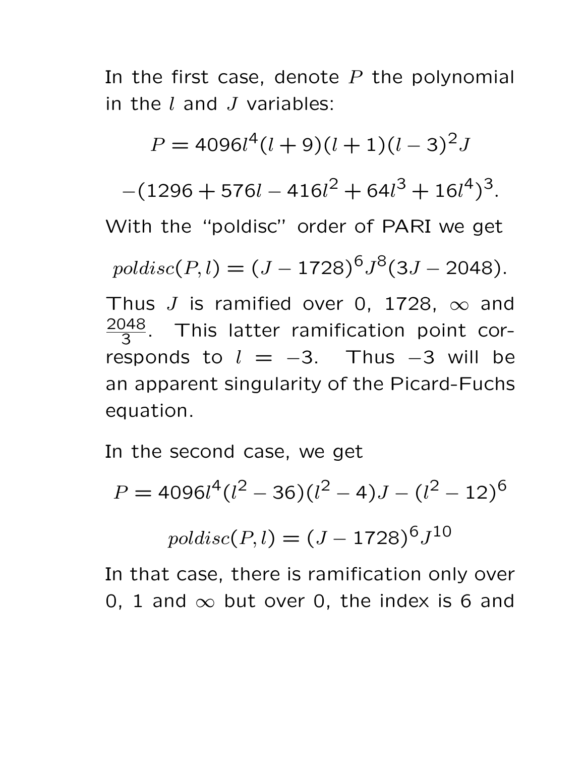In the first case, denote $P$ the polynomial in the $l$ and $J$ variables:

$$P = 4096 l^4 (l+9)(l+1)(l-3)^2 J$$

$$-(1296 + 576 l - 416 l^2 + 64 l^3 + 16 l^4)^3.$$

With the "poldisc" order of PARI we get

$$poldisc(P, l) = (J - 1728)^6 J^8 (3J - 2048).$$

Thus $J$ is ramified over 0, 1728, $\infty$ and $\frac{2048}{3}$. This latter ramification point corresponds to $l = -3$. Thus $-3$ will be an apparent singularity of the Picard-Fuchs equation.

In the second case, we get

$$P = 4096 l^4 (l^2 - 36)(l^2 - 4) J - (l^2 - 12)^6$$

$$poldisc(P, l) = (J - 1728)^6 J^{10}$$

In that case, there is ramification only over 0, 1 and $\infty$ but over 0, the index is 6 and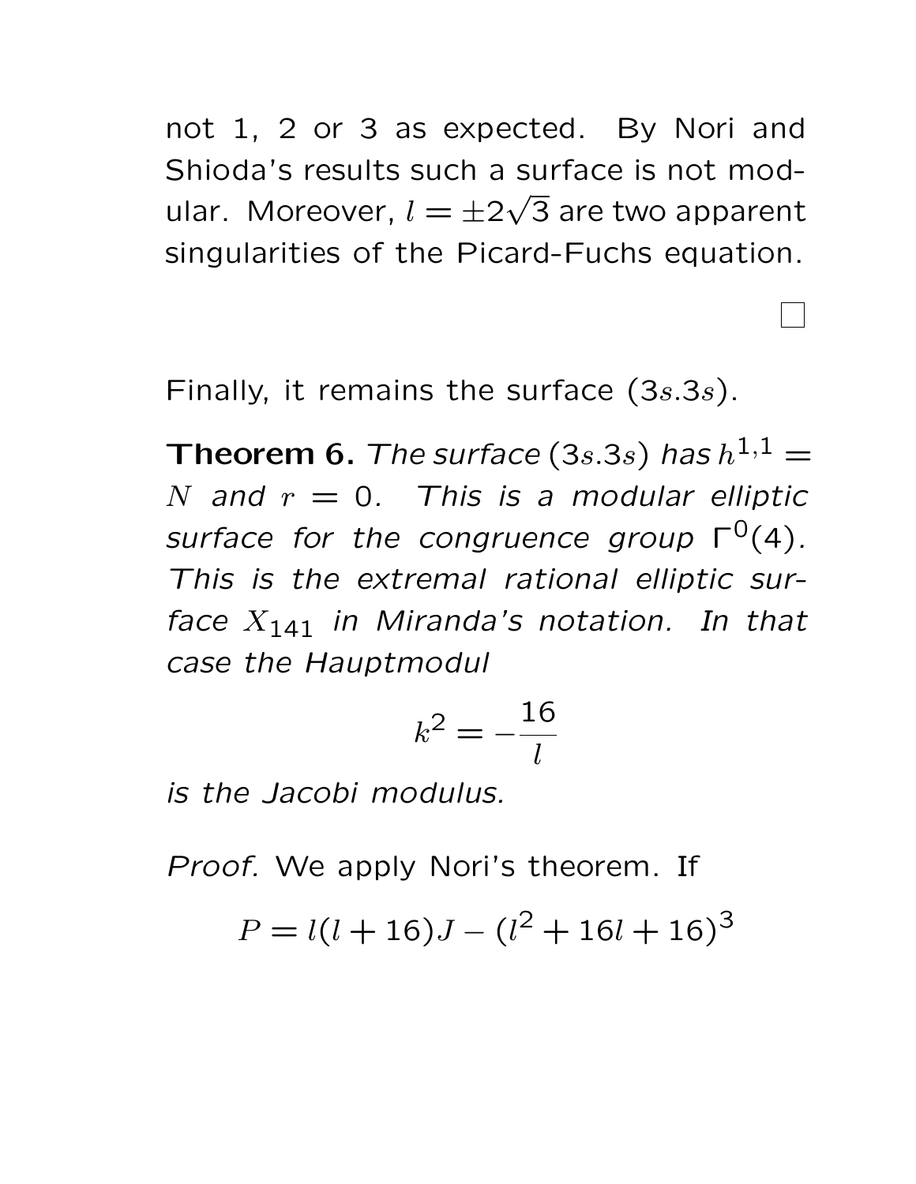not 1, 2 or 3 as expected. By Nori and Shioda's results such a surface is not modular. Moreover, $l = \pm 2\sqrt{3}$ are two apparent singularities of the Picard-Fuchs equation.

□

Finally, it remains the surface $(3s.3s)$.

**Theorem 6.** *The surface* $(3s.3s)$ *has* $h^{1,1} = N$ *and* $r = 0$*. This is a modular elliptic surface for the congruence group* $\Gamma^0(4)$*. This is the extremal rational elliptic surface* $X_{141}$ *in Miranda's notation. In that case the Hauptmodul*

$$k^2 = -\frac{16}{l}$$

*is the Jacobi modulus.*

*Proof.* We apply Nori's theorem. If

$$P = l(l+16)J - (l^2 + 16l + 16)^3$$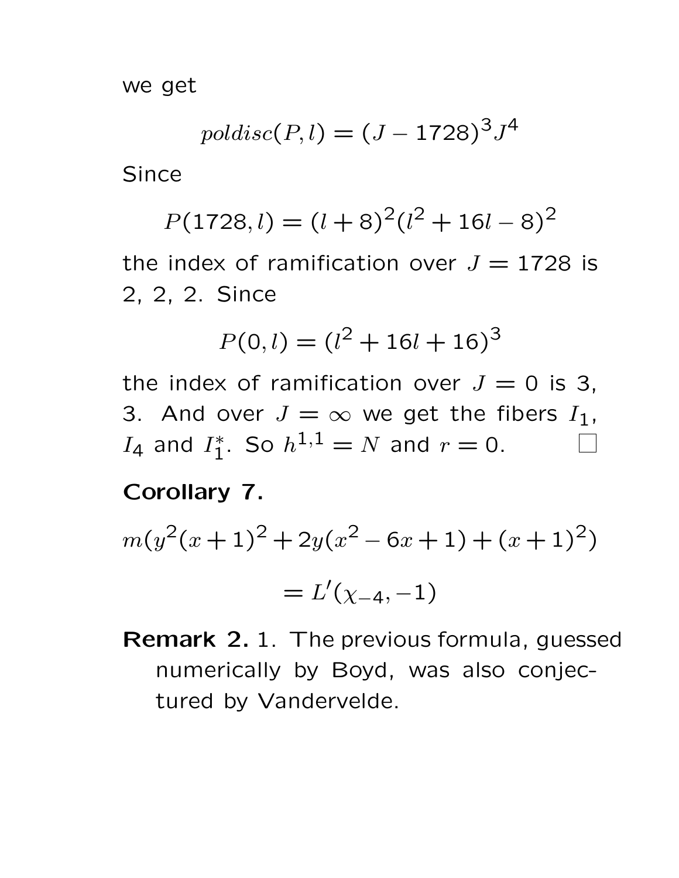we get

$$poldisc(P, l) = (J - 1728)^3 J^4$$

Since

$$P(1728, l) = (l + 8)^2 (l^2 + 16l - 8)^2$$

the index of ramification over $J = 1728$ is 2, 2, 2. Since

$$P(0, l) = (l^2 + 16l + 16)^3$$

the index of ramification over $J = 0$ is 3, 3. And over $J = \infty$ we get the fibers $I_1$, $I_4$ and $I_1^*$. So $h^{1,1} = N$ and $r = 0$. □

**Corollary 7.**

$$m(y^2(x+1)^2 + 2y(x^2 - 6x + 1) + (x+1)^2)$$

$$= L'(\chi_{-4}, -1)$$

**Remark 2.** 1. The previous formula, guessed numerically by Boyd, was also conjectured by Vandervelde.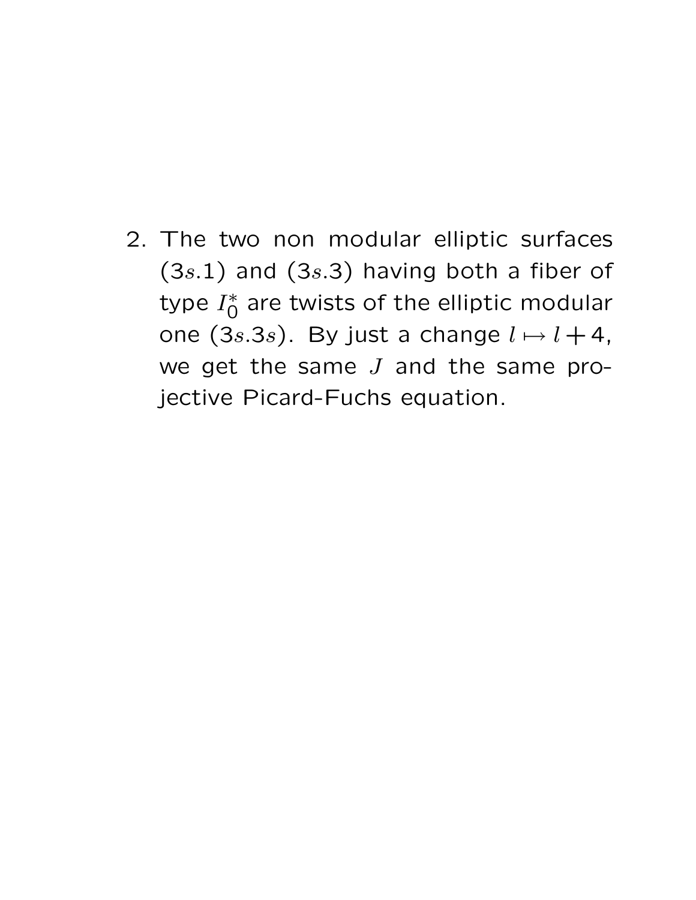2. The two non modular elliptic surfaces ($3s.1$) and ($3s.3$) having both a fiber of type $I_0^*$ are twists of the elliptic modular one ($3s.3s$). By just a change $l \mapsto l+4$, we get the same $J$ and the same projective Picard-Fuchs equation.